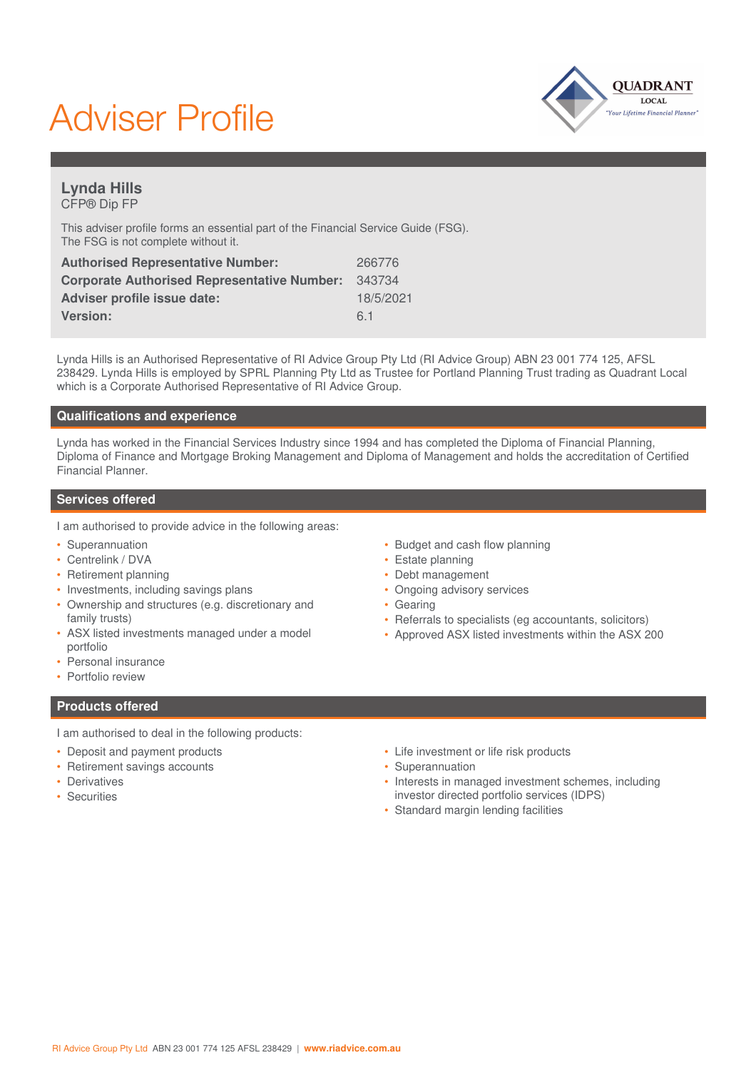# Adviser Profile

## Lynda Hills

CFP® Dip FP

This adviser profile forms an essential part of the Financial Service Guide (FSG). The FSG is not complete without it.

| | |
|---|---|
| **Authorised Representative Number:** | 266776 |
| **Corporate Authorised Representative Number:** | 343734 |
| **Adviser profile issue date:** | 18/5/2021 |
| **Version:** | 6.1 |

Lynda Hills is an Authorised Representative of RI Advice Group Pty Ltd (RI Advice Group) ABN 23 001 774 125, AFSL 238429. Lynda Hills is employed by SPRL Planning Pty Ltd as Trustee for Portland Planning Trust trading as Quadrant Local which is a Corporate Authorised Representative of RI Advice Group.

## Qualifications and experience

Lynda has worked in the Financial Services Industry since 1994 and has completed the Diploma of Financial Planning, Diploma of Finance and Mortgage Broking Management and Diploma of Management and holds the accreditation of Certified Financial Planner.

## Services offered

I am authorised to provide advice in the following areas:

- Superannuation
- Centrelink / DVA
- Retirement planning
- Investments, including savings plans
- Ownership and structures (e.g. discretionary and family trusts)
- ASX listed investments managed under a model portfolio
- Personal insurance
- Portfolio review
- Budget and cash flow planning
- Estate planning
- Debt management
- Ongoing advisory services
- Gearing
- Referrals to specialists (eg accountants, solicitors)
- Approved ASX listed investments within the ASX 200

## Products offered

I am authorised to deal in the following products:

- Deposit and payment products
- Retirement savings accounts
- Derivatives
- Securities
- Life investment or life risk products
- Superannuation
- Interests in managed investment schemes, including investor directed portfolio services (IDPS)
- Standard margin lending facilities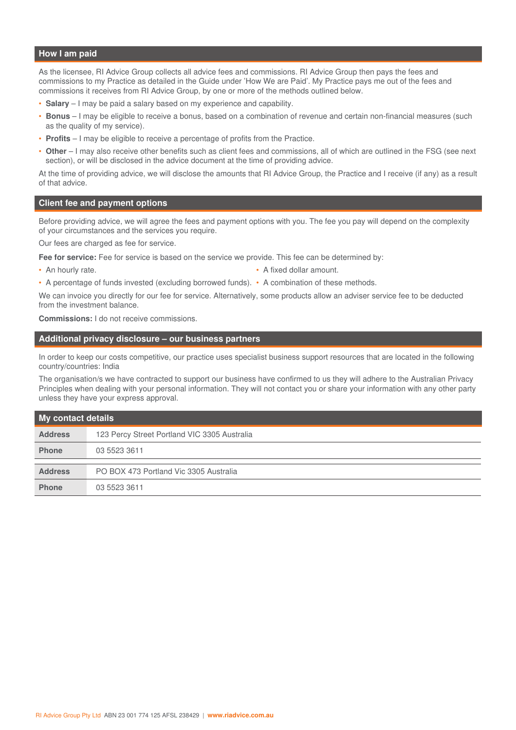## How I am paid

As the licensee, RI Advice Group collects all advice fees and commissions. RI Advice Group then pays the fees and commissions to my Practice as detailed in the Guide under 'How We are Paid'. My Practice pays me out of the fees and commissions it receives from RI Advice Group, by one or more of the methods outlined below.

- **Salary** – I may be paid a salary based on my experience and capability.
- **Bonus** – I may be eligible to receive a bonus, based on a combination of revenue and certain non-financial measures (such as the quality of my service).
- **Profits** – I may be eligible to receive a percentage of profits from the Practice.
- **Other** – I may also receive other benefits such as client fees and commissions, all of which are outlined in the FSG (see next section), or will be disclosed in the advice document at the time of providing advice.

At the time of providing advice, we will disclose the amounts that RI Advice Group, the Practice and I receive (if any) as a result of that advice.

## Client fee and payment options

Before providing advice, we will agree the fees and payment options with you. The fee you pay will depend on the complexity of your circumstances and the services you require.

Our fees are charged as fee for service.

**Fee for service:** Fee for service is based on the service we provide. This fee can be determined by:

- An hourly rate.
- A fixed dollar amount.
- A percentage of funds invested (excluding borrowed funds).
- A combination of these methods.

We can invoice you directly for our fee for service. Alternatively, some products allow an adviser service fee to be deducted from the investment balance.

**Commissions:** I do not receive commissions.

## Additional privacy disclosure – our business partners

In order to keep our costs competitive, our practice uses specialist business support resources that are located in the following country/countries: India

The organisation/s we have contracted to support our business have confirmed to us they will adhere to the Australian Privacy Principles when dealing with your personal information. They will not contact you or share your information with any other party unless they have your express approval.

## My contact details

| | |
|---|---|
| **Address** | 123 Percy Street Portland VIC 3305 Australia |
| **Phone** | 03 5523 3611 |
| **Address** | PO BOX 473 Portland Vic 3305 Australia |
| **Phone** | 03 5523 3611 |

RI Advice Group Pty Ltd ABN 23 001 774 125 AFSL 238429 | **www.riadvice.com.au**